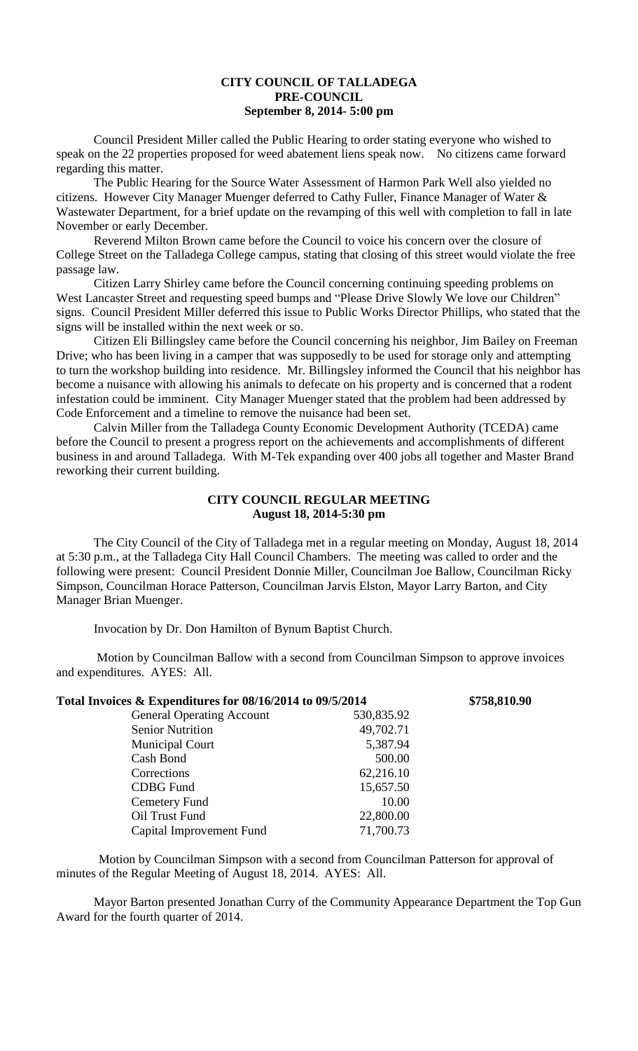# CITY COUNCIL OF TALLADEGA
## PRE-COUNCIL
### September 8, 2014- 5:00 pm

Council President Miller called the Public Hearing to order stating everyone who wished to speak on the 22 properties proposed for weed abatement liens speak now. No citizens came forward regarding this matter.

The Public Hearing for the Source Water Assessment of Harmon Park Well also yielded no citizens. However City Manager Muenger deferred to Cathy Fuller, Finance Manager of Water & Wastewater Department, for a brief update on the revamping of this well with completion to fall in late November or early December.

Reverend Milton Brown came before the Council to voice his concern over the closure of College Street on the Talladega College campus, stating that closing of this street would violate the free passage law.

Citizen Larry Shirley came before the Council concerning continuing speeding problems on West Lancaster Street and requesting speed bumps and "Please Drive Slowly We love our Children" signs. Council President Miller deferred this issue to Public Works Director Phillips, who stated that the signs will be installed within the next week or so.

Citizen Eli Billingsley came before the Council concerning his neighbor, Jim Bailey on Freeman Drive; who has been living in a camper that was supposedly to be used for storage only and attempting to turn the workshop building into residence. Mr. Billingsley informed the Council that his neighbor has become a nuisance with allowing his animals to defecate on his property and is concerned that a rodent infestation could be imminent. City Manager Muenger stated that the problem had been addressed by Code Enforcement and a timeline to remove the nuisance had been set.

Calvin Miller from the Talladega County Economic Development Authority (TCEDA) came before the Council to present a progress report on the achievements and accomplishments of different business in and around Talladega. With M-Tek expanding over 400 jobs all together and Master Brand reworking their current building.

## CITY COUNCIL REGULAR MEETING
### August 18, 2014-5:30 pm

The City Council of the City of Talladega met in a regular meeting on Monday, August 18, 2014 at 5:30 p.m., at the Talladega City Hall Council Chambers. The meeting was called to order and the following were present: Council President Donnie Miller, Councilman Joe Ballow, Councilman Ricky Simpson, Councilman Horace Patterson, Councilman Jarvis Elston, Mayor Larry Barton, and City Manager Brian Muenger.

Invocation by Dr. Don Hamilton of Bynum Baptist Church.

Motion by Councilman Ballow with a second from Councilman Simpson to approve invoices and expenditures. AYES: All.

| **Total Invoices & Expenditures for 08/16/2014 to 09/5/2014** | | **\$758,810.90** |
|---|---|---|
| General Operating Account | 530,835.92 | |
| Senior Nutrition | 49,702.71 | |
| Municipal Court | 5,387.94 | |
| Cash Bond | 500.00 | |
| Corrections | 62,216.10 | |
| CDBG Fund | 15,657.50 | |
| Cemetery Fund | 10.00 | |
| Oil Trust Fund | 22,800.00 | |
| Capital Improvement Fund | 71,700.73 | |

Motion by Councilman Simpson with a second from Councilman Patterson for approval of minutes of the Regular Meeting of August 18, 2014. AYES: All.

Mayor Barton presented Jonathan Curry of the Community Appearance Department the Top Gun Award for the fourth quarter of 2014.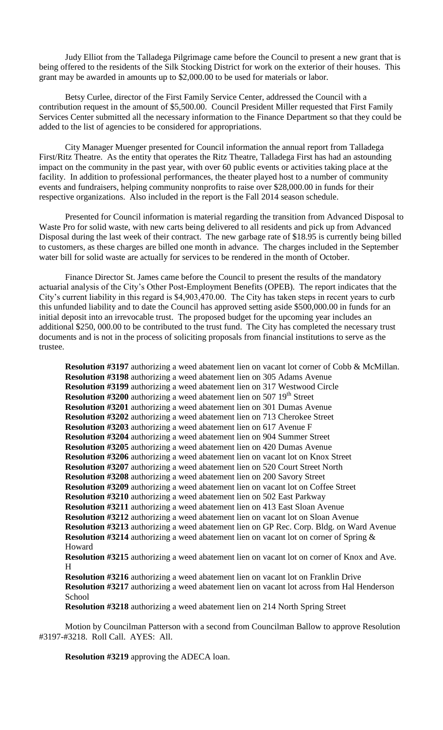Judy Elliot from the Talladega Pilgrimage came before the Council to present a new grant that is being offered to the residents of the Silk Stocking District for work on the exterior of their houses. This grant may be awarded in amounts up to $2,000.00 to be used for materials or labor.

Betsy Curlee, director of the First Family Service Center, addressed the Council with a contribution request in the amount of $5,500.00. Council President Miller requested that First Family Services Center submitted all the necessary information to the Finance Department so that they could be added to the list of agencies to be considered for appropriations.

City Manager Muenger presented for Council information the annual report from Talladega First/Ritz Theatre. As the entity that operates the Ritz Theatre, Talladega First has had an astounding impact on the community in the past year, with over 60 public events or activities taking place at the facility. In addition to professional performances, the theater played host to a number of community events and fundraisers, helping community nonprofits to raise over $28,000.00 in funds for their respective organizations. Also included in the report is the Fall 2014 season schedule.

Presented for Council information is material regarding the transition from Advanced Disposal to Waste Pro for solid waste, with new carts being delivered to all residents and pick up from Advanced Disposal during the last week of their contract. The new garbage rate of $18.95 is currently being billed to customers, as these charges are billed one month in advance. The charges included in the September water bill for solid waste are actually for services to be rendered in the month of October.

Finance Director St. James came before the Council to present the results of the mandatory actuarial analysis of the City's Other Post-Employment Benefits (OPEB). The report indicates that the City's current liability in this regard is $4,903,470.00. The City has taken steps in recent years to curb this unfunded liability and to date the Council has approved setting aside $500,000.00 in funds for an initial deposit into an irrevocable trust. The proposed budget for the upcoming year includes an additional $250, 000.00 to be contributed to the trust fund. The City has completed the necessary trust documents and is not in the process of soliciting proposals from financial institutions to serve as the trustee.

**Resolution #3197** authorizing a weed abatement lien on vacant lot corner of Cobb & McMillan.
**Resolution #3198** authorizing a weed abatement lien on 305 Adams Avenue
**Resolution #3199** authorizing a weed abatement lien on 317 Westwood Circle
**Resolution #3200** authorizing a weed abatement lien on 507 19th Street
**Resolution #3201** authorizing a weed abatement lien on 301 Dumas Avenue
**Resolution #3202** authorizing a weed abatement lien on 713 Cherokee Street
**Resolution #3203** authorizing a weed abatement lien on 617 Avenue F
**Resolution #3204** authorizing a weed abatement lien on 904 Summer Street
**Resolution #3205** authorizing a weed abatement lien on 420 Dumas Avenue
**Resolution #3206** authorizing a weed abatement lien on vacant lot on Knox Street
**Resolution #3207** authorizing a weed abatement lien on 520 Court Street North
**Resolution #3208** authorizing a weed abatement lien on 200 Savory Street
**Resolution #3209** authorizing a weed abatement lien on vacant lot on Coffee Street
**Resolution #3210** authorizing a weed abatement lien on 502 East Parkway
**Resolution #3211** authorizing a weed abatement lien on 413 East Sloan Avenue
**Resolution #3212** authorizing a weed abatement lien on vacant lot on Sloan Avenue
**Resolution #3213** authorizing a weed abatement lien on GP Rec. Corp. Bldg. on Ward Avenue
**Resolution #3214** authorizing a weed abatement lien on vacant lot on corner of Spring & Howard
**Resolution #3215** authorizing a weed abatement lien on vacant lot on corner of Knox and Ave. H
**Resolution #3216** authorizing a weed abatement lien on vacant lot on Franklin Drive
**Resolution #3217** authorizing a weed abatement lien on vacant lot across from Hal Henderson School
**Resolution #3218** authorizing a weed abatement lien on 214 North Spring Street

Motion by Councilman Patterson with a second from Councilman Ballow to approve Resolution #3197-#3218. Roll Call. AYES: All.

**Resolution #3219** approving the ADECA loan.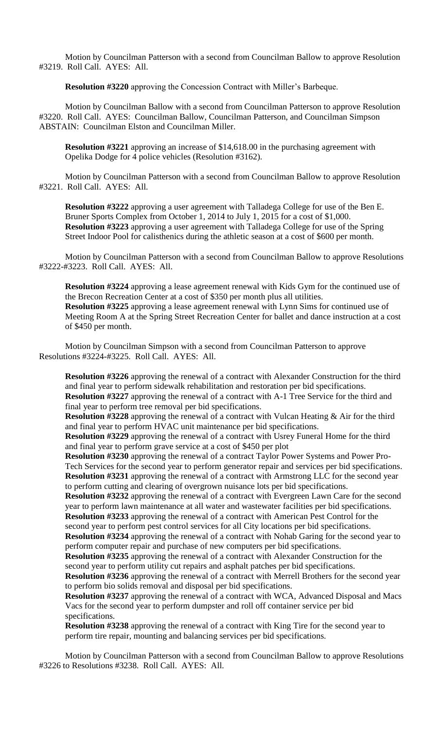Motion by Councilman Patterson with a second from Councilman Ballow to approve Resolution #3219. Roll Call. AYES: All.

**Resolution #3220** approving the Concession Contract with Miller's Barbeque.

Motion by Councilman Ballow with a second from Councilman Patterson to approve Resolution #3220. Roll Call. AYES: Councilman Ballow, Councilman Patterson, and Councilman Simpson ABSTAIN: Councilman Elston and Councilman Miller.

**Resolution #3221** approving an increase of $14,618.00 in the purchasing agreement with Opelika Dodge for 4 police vehicles (Resolution #3162).

Motion by Councilman Patterson with a second from Councilman Ballow to approve Resolution #3221. Roll Call. AYES: All.

**Resolution #3222** approving a user agreement with Talladega College for use of the Ben E. Bruner Sports Complex from October 1, 2014 to July 1, 2015 for a cost of $1,000.
**Resolution #3223** approving a user agreement with Talladega College for use of the Spring Street Indoor Pool for calisthenics during the athletic season at a cost of $600 per month.

Motion by Councilman Patterson with a second from Councilman Ballow to approve Resolutions #3222-#3223. Roll Call. AYES: All.

**Resolution #3224** approving a lease agreement renewal with Kids Gym for the continued use of the Brecon Recreation Center at a cost of $350 per month plus all utilities.
**Resolution #3225** approving a lease agreement renewal with Lynn Sims for continued use of Meeting Room A at the Spring Street Recreation Center for ballet and dance instruction at a cost of $450 per month.

Motion by Councilman Simpson with a second from Councilman Patterson to approve Resolutions #3224-#3225. Roll Call. AYES: All.

**Resolution #3226** approving the renewal of a contract with Alexander Construction for the third and final year to perform sidewalk rehabilitation and restoration per bid specifications.
**Resolution #3227** approving the renewal of a contract with A-1 Tree Service for the third and final year to perform tree removal per bid specifications.
**Resolution #3228** approving the renewal of a contract with Vulcan Heating & Air for the third and final year to perform HVAC unit maintenance per bid specifications.
**Resolution #3229** approving the renewal of a contract with Usrey Funeral Home for the third and final year to perform grave service at a cost of $450 per plot
**Resolution #3230** approving the renewal of a contract Taylor Power Systems and Power Pro-Tech Services for the second year to perform generator repair and services per bid specifications.
**Resolution #3231** approving the renewal of a contract with Armstrong LLC for the second year to perform cutting and clearing of overgrown nuisance lots per bid specifications.
**Resolution #3232** approving the renewal of a contract with Evergreen Lawn Care for the second year to perform lawn maintenance at all water and wastewater facilities per bid specifications.
**Resolution #3233** approving the renewal of a contract with American Pest Control for the second year to perform pest control services for all City locations per bid specifications.
**Resolution #3234** approving the renewal of a contract with Nohab Garing for the second year to perform computer repair and purchase of new computers per bid specifications.
**Resolution #3235** approving the renewal of a contract with Alexander Construction for the second year to perform utility cut repairs and asphalt patches per bid specifications.
**Resolution #3236** approving the renewal of a contract with Merrell Brothers for the second year to perform bio solids removal and disposal per bid specifications.
**Resolution #3237** approving the renewal of a contract with WCA, Advanced Disposal and Macs Vacs for the second year to perform dumpster and roll off container service per bid specifications.
**Resolution #3238** approving the renewal of a contract with King Tire for the second year to perform tire repair, mounting and balancing services per bid specifications.

Motion by Councilman Patterson with a second from Councilman Ballow to approve Resolutions #3226 to Resolutions #3238. Roll Call. AYES: All.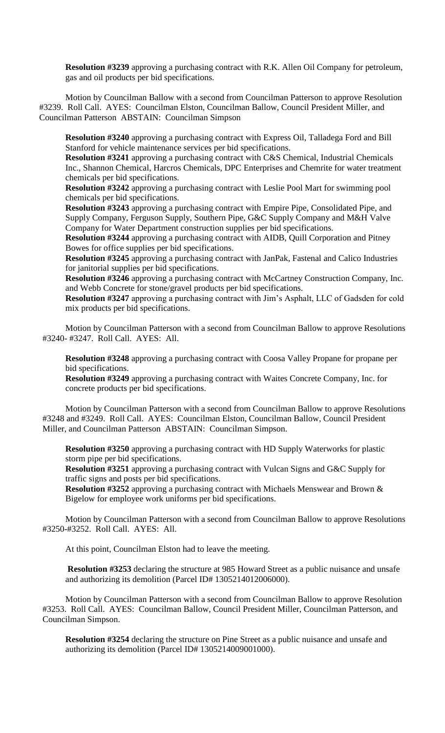**Resolution #3239** approving a purchasing contract with R.K. Allen Oil Company for petroleum, gas and oil products per bid specifications.

Motion by Councilman Ballow with a second from Councilman Patterson to approve Resolution #3239. Roll Call. AYES: Councilman Elston, Councilman Ballow, Council President Miller, and Councilman Patterson ABSTAIN: Councilman Simpson

**Resolution #3240** approving a purchasing contract with Express Oil, Talladega Ford and Bill Stanford for vehicle maintenance services per bid specifications.

**Resolution #3241** approving a purchasing contract with C&S Chemical, Industrial Chemicals Inc., Shannon Chemical, Harcros Chemicals, DPC Enterprises and Chemrite for water treatment chemicals per bid specifications.

**Resolution #3242** approving a purchasing contract with Leslie Pool Mart for swimming pool chemicals per bid specifications.

**Resolution #3243** approving a purchasing contract with Empire Pipe, Consolidated Pipe, and Supply Company, Ferguson Supply, Southern Pipe, G&C Supply Company and M&H Valve Company for Water Department construction supplies per bid specifications.

**Resolution #3244** approving a purchasing contract with AIDB, Quill Corporation and Pitney Bowes for office supplies per bid specifications.

**Resolution #3245** approving a purchasing contract with JanPak, Fastenal and Calico Industries for janitorial supplies per bid specifications.

**Resolution #3246** approving a purchasing contract with McCartney Construction Company, Inc. and Webb Concrete for stone/gravel products per bid specifications.

**Resolution #3247** approving a purchasing contract with Jim's Asphalt, LLC of Gadsden for cold mix products per bid specifications.

Motion by Councilman Patterson with a second from Councilman Ballow to approve Resolutions #3240- #3247. Roll Call. AYES: All.

**Resolution #3248** approving a purchasing contract with Coosa Valley Propane for propane per bid specifications.

**Resolution #3249** approving a purchasing contract with Waites Concrete Company, Inc. for concrete products per bid specifications.

Motion by Councilman Patterson with a second from Councilman Ballow to approve Resolutions #3248 and #3249. Roll Call. AYES: Councilman Elston, Councilman Ballow, Council President Miller, and Councilman Patterson ABSTAIN: Councilman Simpson.

**Resolution #3250** approving a purchasing contract with HD Supply Waterworks for plastic storm pipe per bid specifications.

**Resolution #3251** approving a purchasing contract with Vulcan Signs and G&C Supply for traffic signs and posts per bid specifications.

**Resolution #3252** approving a purchasing contract with Michaels Menswear and Brown & Bigelow for employee work uniforms per bid specifications.

Motion by Councilman Patterson with a second from Councilman Ballow to approve Resolutions #3250-#3252. Roll Call. AYES: All.

At this point, Councilman Elston had to leave the meeting.

**Resolution #3253** declaring the structure at 985 Howard Street as a public nuisance and unsafe and authorizing its demolition (Parcel ID# 1305214012006000).

Motion by Councilman Patterson with a second from Councilman Ballow to approve Resolution #3253. Roll Call. AYES: Councilman Ballow, Council President Miller, Councilman Patterson, and Councilman Simpson.

**Resolution #3254** declaring the structure on Pine Street as a public nuisance and unsafe and authorizing its demolition (Parcel ID# 1305214009001000).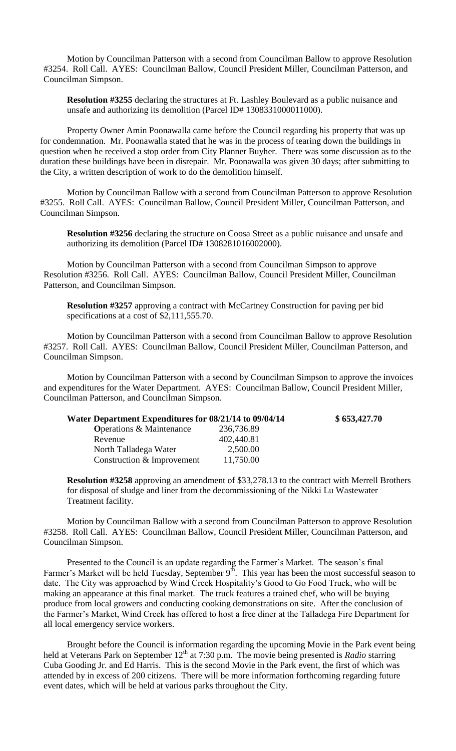Motion by Councilman Patterson with a second from Councilman Ballow to approve Resolution #3254. Roll Call. AYES: Councilman Ballow, Council President Miller, Councilman Patterson, and Councilman Simpson.

**Resolution #3255** declaring the structures at Ft. Lashley Boulevard as a public nuisance and unsafe and authorizing its demolition (Parcel ID# 1308331000011000).

Property Owner Amin Poonawalla came before the Council regarding his property that was up for condemnation. Mr. Poonawalla stated that he was in the process of tearing down the buildings in question when he received a stop order from City Planner Buyher. There was some discussion as to the duration these buildings have been in disrepair. Mr. Poonawalla was given 30 days; after submitting to the City, a written description of work to do the demolition himself.

Motion by Councilman Ballow with a second from Councilman Patterson to approve Resolution #3255. Roll Call. AYES: Councilman Ballow, Council President Miller, Councilman Patterson, and Councilman Simpson.

**Resolution #3256** declaring the structure on Coosa Street as a public nuisance and unsafe and authorizing its demolition (Parcel ID# 1308281016002000).

Motion by Councilman Patterson with a second from Councilman Simpson to approve Resolution #3256. Roll Call. AYES: Councilman Ballow, Council President Miller, Councilman Patterson, and Councilman Simpson.

**Resolution #3257** approving a contract with McCartney Construction for paving per bid specifications at a cost of $2,111,555.70.

Motion by Councilman Patterson with a second from Councilman Ballow to approve Resolution #3257. Roll Call. AYES: Councilman Ballow, Council President Miller, Councilman Patterson, and Councilman Simpson.

Motion by Councilman Patterson with a second by Councilman Simpson to approve the invoices and expenditures for the Water Department. AYES: Councilman Ballow, Council President Miller, Councilman Patterson, and Councilman Simpson.

| **Water Department Expenditures for 08/21/14 to 09/04/14** | | **$ 653,427.70** |
|---|---|---|
| **O**perations & Maintenance | 236,736.89 | |
| Revenue | 402,440.81 | |
| North Talladega Water | 2,500.00 | |
| Construction & Improvement | 11,750.00 | |

**Resolution #3258** approving an amendment of $33,278.13 to the contract with Merrell Brothers for disposal of sludge and liner from the decommissioning of the Nikki Lu Wastewater Treatment facility.

Motion by Councilman Ballow with a second from Councilman Patterson to approve Resolution #3258. Roll Call. AYES: Councilman Ballow, Council President Miller, Councilman Patterson, and Councilman Simpson.

Presented to the Council is an update regarding the Farmer's Market. The season's final Farmer's Market will be held Tuesday, September 9th. This year has been the most successful season to date. The City was approached by Wind Creek Hospitality's Good to Go Food Truck, who will be making an appearance at this final market. The truck features a trained chef, who will be buying produce from local growers and conducting cooking demonstrations on site. After the conclusion of the Farmer's Market, Wind Creek has offered to host a free diner at the Talladega Fire Department for all local emergency service workers.

Brought before the Council is information regarding the upcoming Movie in the Park event being held at Veterans Park on September 12th at 7:30 p.m. The movie being presented is *Radio* starring Cuba Gooding Jr. and Ed Harris. This is the second Movie in the Park event, the first of which was attended by in excess of 200 citizens. There will be more information forthcoming regarding future event dates, which will be held at various parks throughout the City.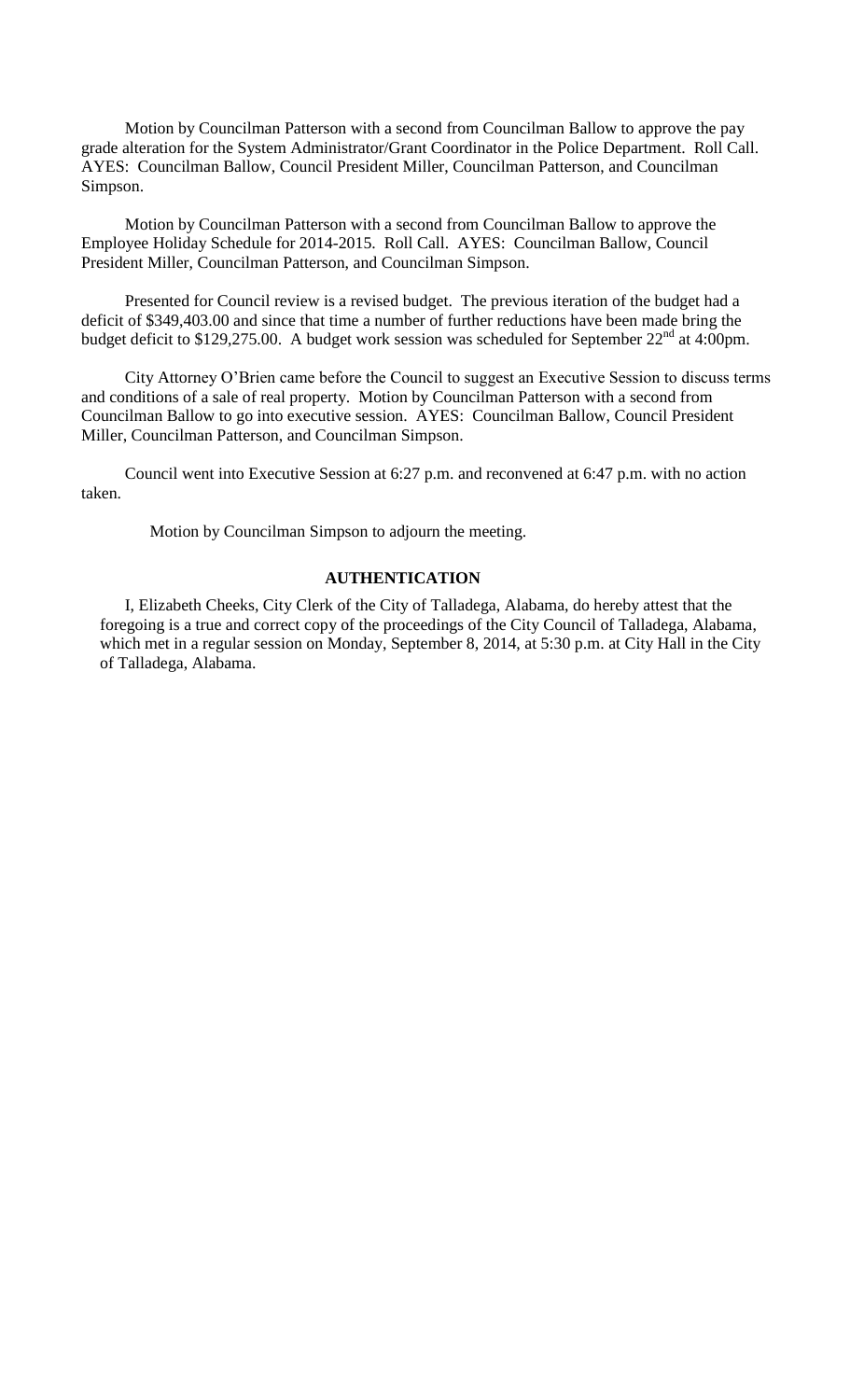Motion by Councilman Patterson with a second from Councilman Ballow to approve the pay grade alteration for the System Administrator/Grant Coordinator in the Police Department. Roll Call. AYES: Councilman Ballow, Council President Miller, Councilman Patterson, and Councilman Simpson.

Motion by Councilman Patterson with a second from Councilman Ballow to approve the Employee Holiday Schedule for 2014-2015. Roll Call. AYES: Councilman Ballow, Council President Miller, Councilman Patterson, and Councilman Simpson.

Presented for Council review is a revised budget. The previous iteration of the budget had a deficit of $349,403.00 and since that time a number of further reductions have been made bring the budget deficit to $129,275.00. A budget work session was scheduled for September 22nd at 4:00pm.

City Attorney O'Brien came before the Council to suggest an Executive Session to discuss terms and conditions of a sale of real property. Motion by Councilman Patterson with a second from Councilman Ballow to go into executive session. AYES: Councilman Ballow, Council President Miller, Councilman Patterson, and Councilman Simpson.

Council went into Executive Session at 6:27 p.m. and reconvened at 6:47 p.m. with no action taken.

Motion by Councilman Simpson to adjourn the meeting.

## AUTHENTICATION

I, Elizabeth Cheeks, City Clerk of the City of Talladega, Alabama, do hereby attest that the foregoing is a true and correct copy of the proceedings of the City Council of Talladega, Alabama, which met in a regular session on Monday, September 8, 2014, at 5:30 p.m. at City Hall in the City of Talladega, Alabama.